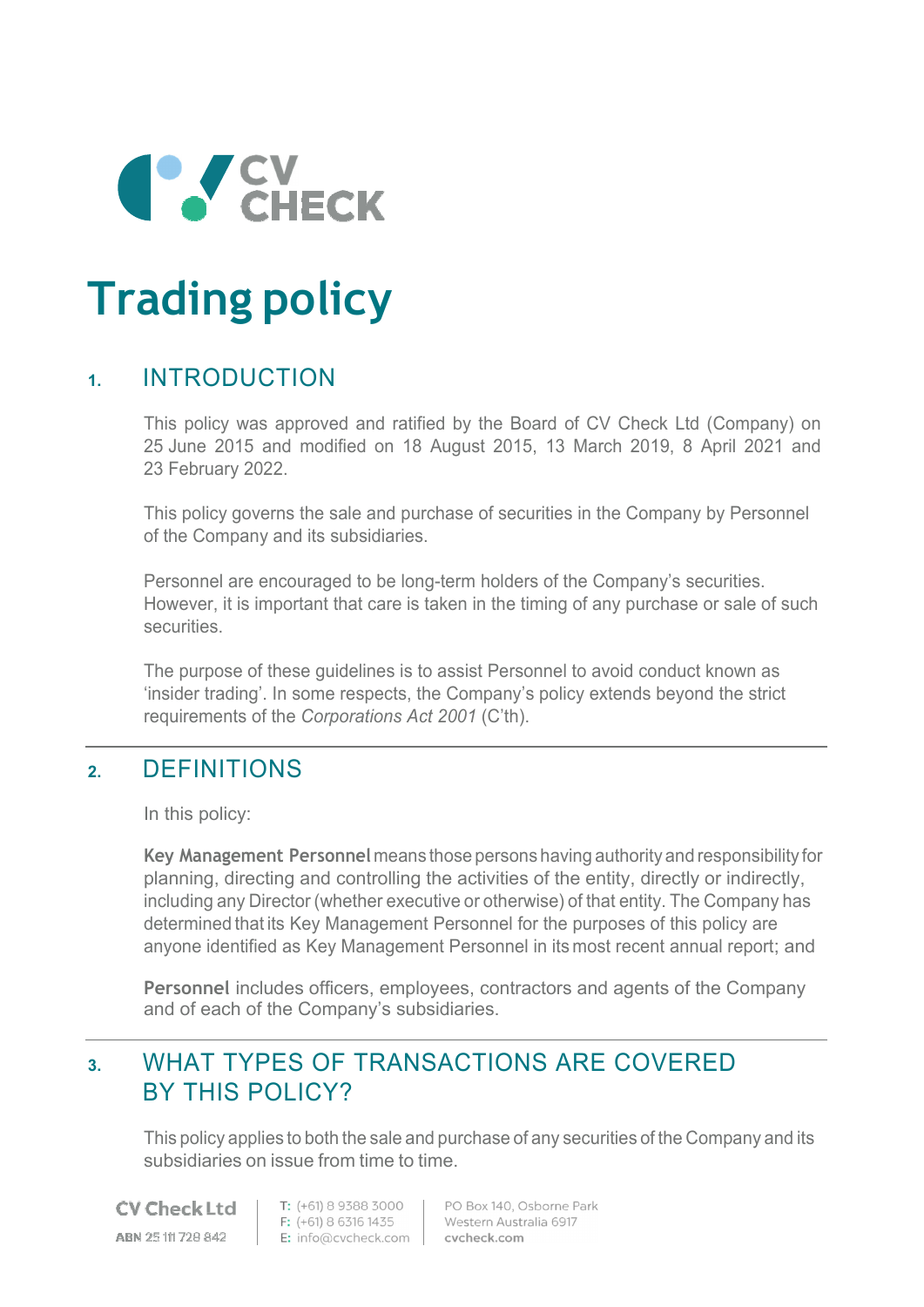# Trading policy

## 1. INTRODUCTION

This policy was approved and ratified by the Board of CV Check Ltd (Company) on 25 June 2015 and modified on 18 August 2015, 13 March 2019, 8 April 2021 and 23 February 2022.

This policy governs the sale and purchase of securities in the Company by Personnel of the Company and its subsidiaries.

Personnel are encouraged to be long-term holders of the Company's securities. However, it is important that care is taken in the timing of any purchase or sale of such securities.

The purpose of these guidelines is to assist Personnel to avoid conduct known as 'insider trading'. In some respects, the Company's policy extends beyond the strict requirements of the *Corporations Act 2001* (C'th).

## 2. DEFINITIONS

In this policy:

**Key Management Personnel** means those persons having authority and responsibility for planning, directing and controlling the activities of the entity, directly or indirectly, including any Director (whether executive or otherwise) of that entity. The Company has determined that its Key Management Personnel for the purposes of this policy are anyone identified as Key Management Personnel in its most recent annual report; and

**Personnel** includes officers, employees, contractors and agents of the Company and of each of the Company's subsidiaries.

## 3. WHAT TYPES OF TRANSACTIONS ARE COVERED BY THIS POLICY?

This policy applies to both the sale and purchase of any securities of the Company and its subsidiaries on issue from time to time.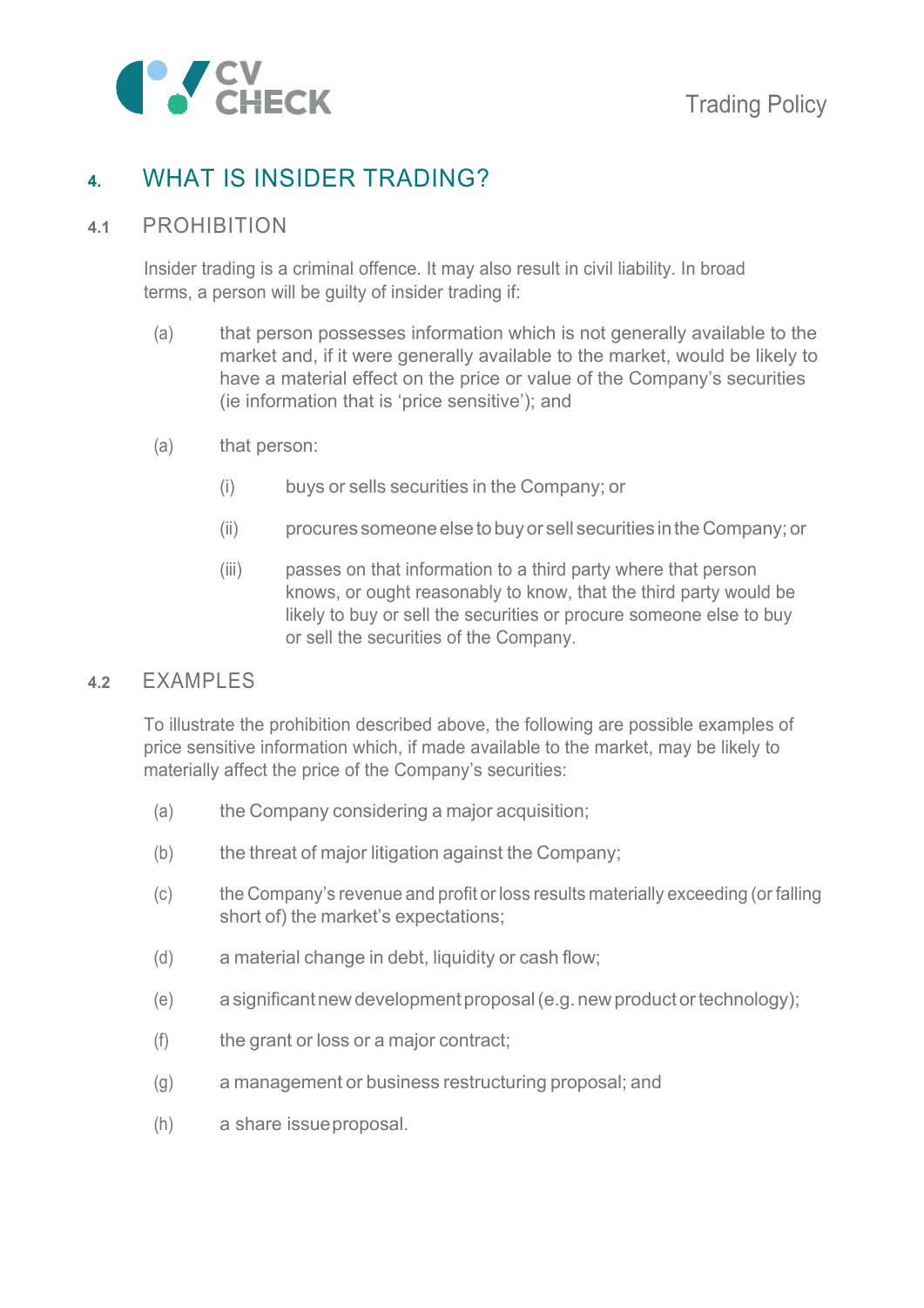## 4. WHAT IS INSIDER TRADING?

### 4.1 PROHIBITION

Insider trading is a criminal offence. It may also result in civil liability. In broad terms, a person will be guilty of insider trading if:

(a) that person possesses information which is not generally available to the market and, if it were generally available to the market, would be likely to have a material effect on the price or value of the Company's securities (ie information that is 'price sensitive'); and

(a) that person:

  (i) buys or sells securities in the Company; or

  (ii) procures someone else to buy or sell securities in the Company; or

  (iii) passes on that information to a third party where that person knows, or ought reasonably to know, that the third party would be likely to buy or sell the securities or procure someone else to buy or sell the securities of the Company.

### 4.2 EXAMPLES

To illustrate the prohibition described above, the following are possible examples of price sensitive information which, if made available to the market, may be likely to materially affect the price of the Company's securities:

(a) the Company considering a major acquisition;

(b) the threat of major litigation against the Company;

(c) the Company's revenue and profit or loss results materially exceeding (or falling short of) the market's expectations;

(d) a material change in debt, liquidity or cash flow;

(e) a significant new development proposal (e.g. new product or technology);

(f) the grant or loss or a major contract;

(g) a management or business restructuring proposal; and

(h) a share issue proposal.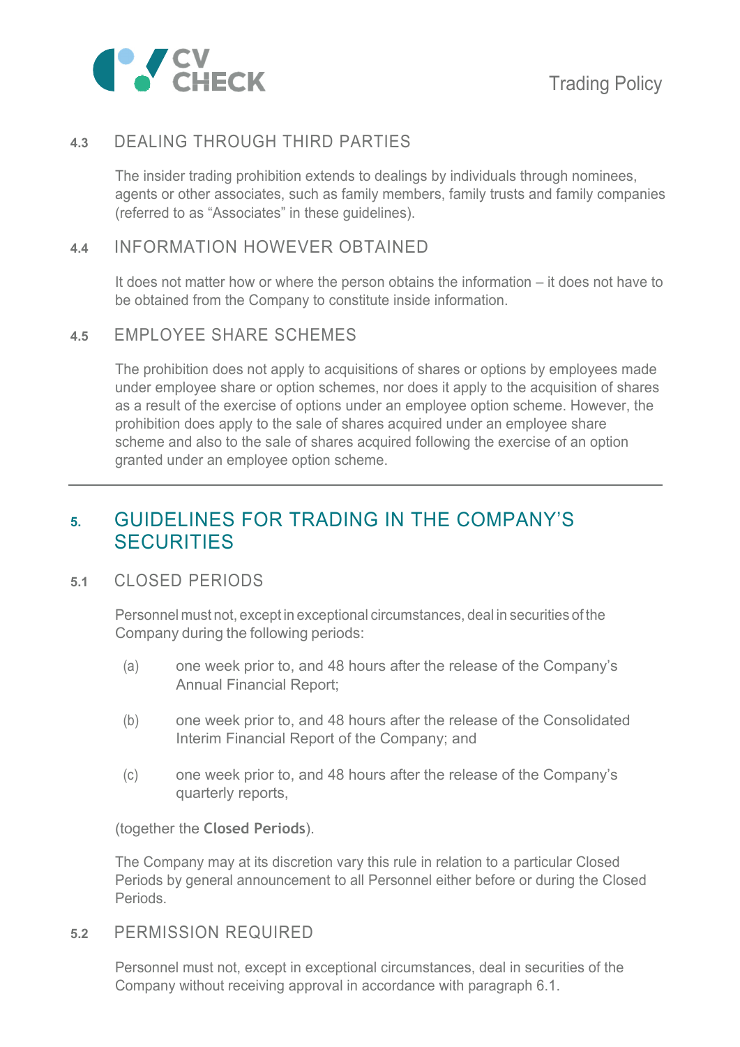### 4.3 DEALING THROUGH THIRD PARTIES

The insider trading prohibition extends to dealings by individuals through nominees, agents or other associates, such as family members, family trusts and family companies (referred to as "Associates" in these guidelines).

### 4.4 INFORMATION HOWEVER OBTAINED

It does not matter how or where the person obtains the information – it does not have to be obtained from the Company to constitute inside information.

### 4.5 EMPLOYEE SHARE SCHEMES

The prohibition does not apply to acquisitions of shares or options by employees made under employee share or option schemes, nor does it apply to the acquisition of shares as a result of the exercise of options under an employee option scheme. However, the prohibition does apply to the sale of shares acquired under an employee share scheme and also to the sale of shares acquired following the exercise of an option granted under an employee option scheme.

---

## 5. GUIDELINES FOR TRADING IN THE COMPANY'S SECURITIES

### 5.1 CLOSED PERIODS

Personnel must not, except in exceptional circumstances, deal in securities of the Company during the following periods:

(a) one week prior to, and 48 hours after the release of the Company's Annual Financial Report;

(b) one week prior to, and 48 hours after the release of the Consolidated Interim Financial Report of the Company; and

(c) one week prior to, and 48 hours after the release of the Company's quarterly reports,

(together the **Closed Periods**).

The Company may at its discretion vary this rule in relation to a particular Closed Periods by general announcement to all Personnel either before or during the Closed Periods.

### 5.2 PERMISSION REQUIRED

Personnel must not, except in exceptional circumstances, deal in securities of the Company without receiving approval in accordance with paragraph 6.1.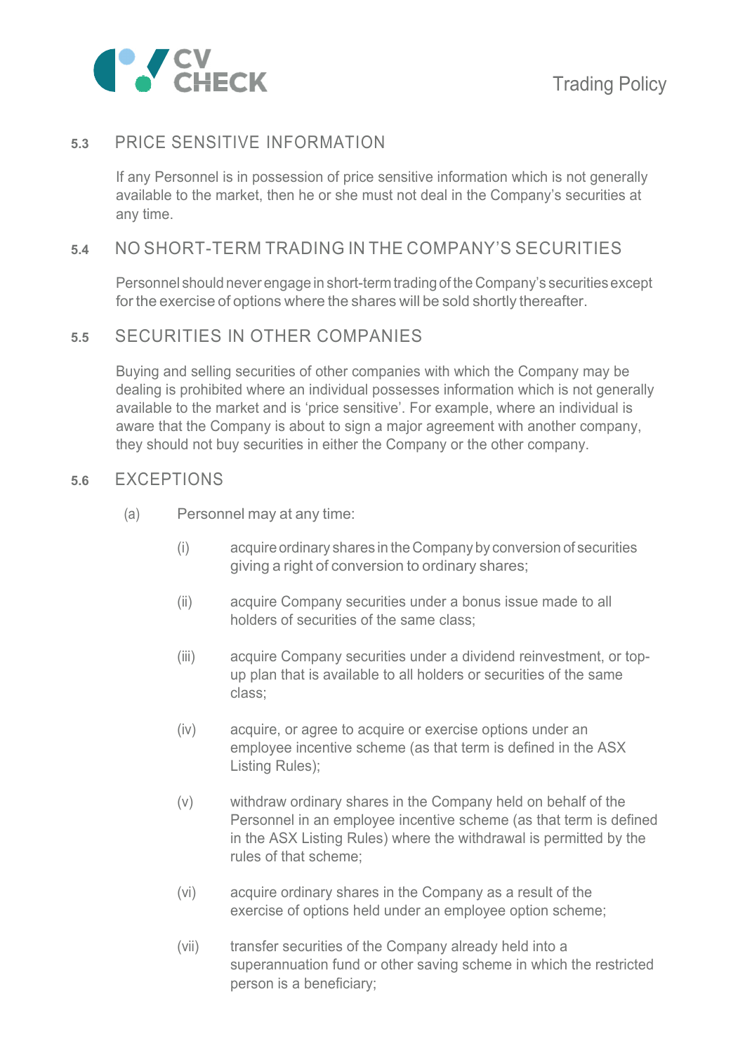## 5.3 PRICE SENSITIVE INFORMATION

If any Personnel is in possession of price sensitive information which is not generally available to the market, then he or she must not deal in the Company's securities at any time.

## 5.4 NO SHORT-TERM TRADING IN THE COMPANY'S SECURITIES

Personnel should never engage in short-term trading of the Company's securities except for the exercise of options where the shares will be sold shortly thereafter.

## 5.5 SECURITIES IN OTHER COMPANIES

Buying and selling securities of other companies with which the Company may be dealing is prohibited where an individual possesses information which is not generally available to the market and is 'price sensitive'. For example, where an individual is aware that the Company is about to sign a major agreement with another company, they should not buy securities in either the Company or the other company.

## 5.6 EXCEPTIONS

(a) Personnel may at any time:

(i) acquire ordinary shares in the Company by conversion of securities giving a right of conversion to ordinary shares;

(ii) acquire Company securities under a bonus issue made to all holders of securities of the same class;

(iii) acquire Company securities under a dividend reinvestment, or top-up plan that is available to all holders or securities of the same class;

(iv) acquire, or agree to acquire or exercise options under an employee incentive scheme (as that term is defined in the ASX Listing Rules);

(v) withdraw ordinary shares in the Company held on behalf of the Personnel in an employee incentive scheme (as that term is defined in the ASX Listing Rules) where the withdrawal is permitted by the rules of that scheme;

(vi) acquire ordinary shares in the Company as a result of the exercise of options held under an employee option scheme;

(vii) transfer securities of the Company already held into a superannuation fund or other saving scheme in which the restricted person is a beneficiary;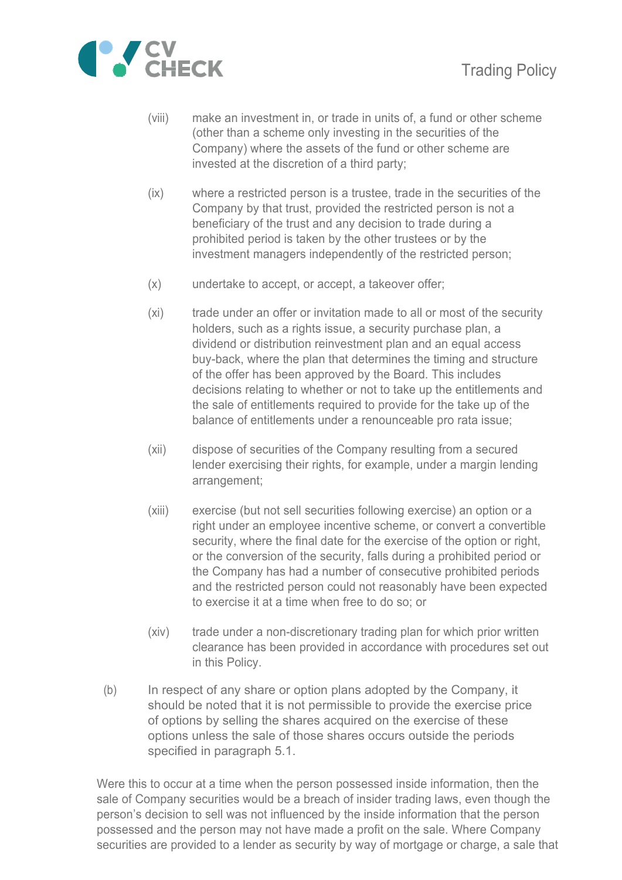(viii) make an investment in, or trade in units of, a fund or other scheme (other than a scheme only investing in the securities of the Company) where the assets of the fund or other scheme are invested at the discretion of a third party;

(ix) where a restricted person is a trustee, trade in the securities of the Company by that trust, provided the restricted person is not a beneficiary of the trust and any decision to trade during a prohibited period is taken by the other trustees or by the investment managers independently of the restricted person;

(x) undertake to accept, or accept, a takeover offer;

(xi) trade under an offer or invitation made to all or most of the security holders, such as a rights issue, a security purchase plan, a dividend or distribution reinvestment plan and an equal access buy-back, where the plan that determines the timing and structure of the offer has been approved by the Board. This includes decisions relating to whether or not to take up the entitlements and the sale of entitlements required to provide for the take up of the balance of entitlements under a renounceable pro rata issue;

(xii) dispose of securities of the Company resulting from a secured lender exercising their rights, for example, under a margin lending arrangement;

(xiii) exercise (but not sell securities following exercise) an option or a right under an employee incentive scheme, or convert a convertible security, where the final date for the exercise of the option or right, or the conversion of the security, falls during a prohibited period or the Company has had a number of consecutive prohibited periods and the restricted person could not reasonably have been expected to exercise it at a time when free to do so; or

(xiv) trade under a non-discretionary trading plan for which prior written clearance has been provided in accordance with procedures set out in this Policy.

(b) In respect of any share or option plans adopted by the Company, it should be noted that it is not permissible to provide the exercise price of options by selling the shares acquired on the exercise of these options unless the sale of those shares occurs outside the periods specified in paragraph 5.1.

Were this to occur at a time when the person possessed inside information, then the sale of Company securities would be a breach of insider trading laws, even though the person's decision to sell was not influenced by the inside information that the person possessed and the person may not have made a profit on the sale. Where Company securities are provided to a lender as security by way of mortgage or charge, a sale that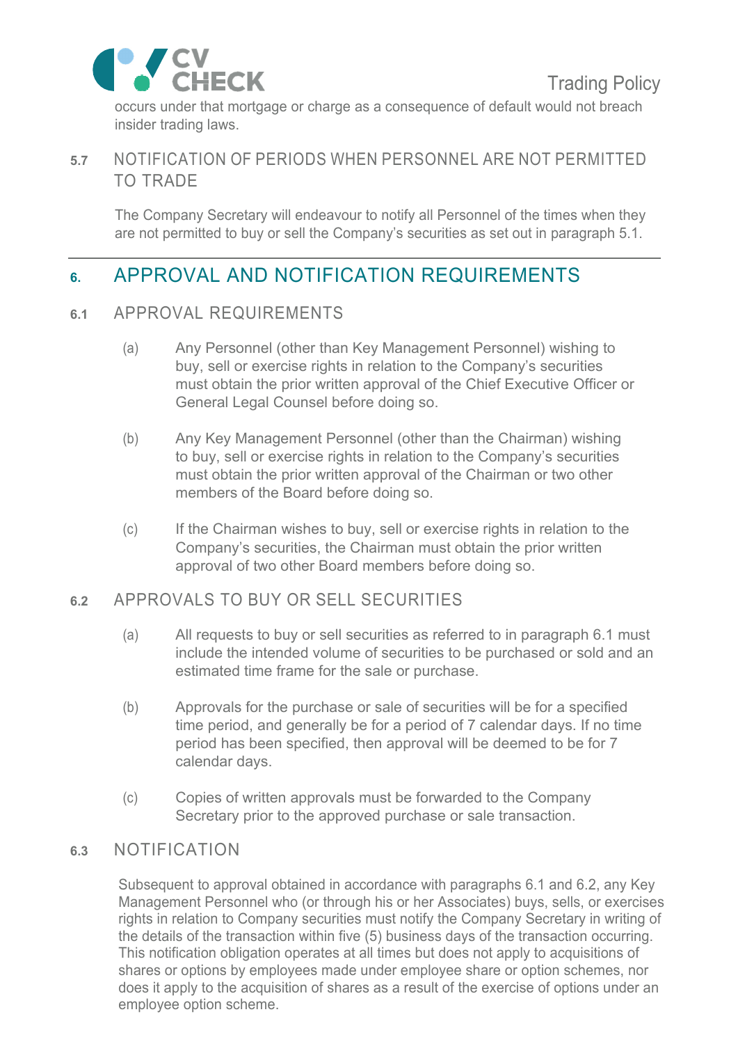occurs under that mortgage or charge as a consequence of default would not breach insider trading laws.

### 5.7 NOTIFICATION OF PERIODS WHEN PERSONNEL ARE NOT PERMITTED TO TRADE

The Company Secretary will endeavour to notify all Personnel of the times when they are not permitted to buy or sell the Company's securities as set out in paragraph 5.1.

## 6. APPROVAL AND NOTIFICATION REQUIREMENTS

### 6.1 APPROVAL REQUIREMENTS

(a) Any Personnel (other than Key Management Personnel) wishing to buy, sell or exercise rights in relation to the Company's securities must obtain the prior written approval of the Chief Executive Officer or General Legal Counsel before doing so.

(b) Any Key Management Personnel (other than the Chairman) wishing to buy, sell or exercise rights in relation to the Company's securities must obtain the prior written approval of the Chairman or two other members of the Board before doing so.

(c) If the Chairman wishes to buy, sell or exercise rights in relation to the Company's securities, the Chairman must obtain the prior written approval of two other Board members before doing so.

### 6.2 APPROVALS TO BUY OR SELL SECURITIES

(a) All requests to buy or sell securities as referred to in paragraph 6.1 must include the intended volume of securities to be purchased or sold and an estimated time frame for the sale or purchase.

(b) Approvals for the purchase or sale of securities will be for a specified time period, and generally be for a period of 7 calendar days. If no time period has been specified, then approval will be deemed to be for 7 calendar days.

(c) Copies of written approvals must be forwarded to the Company Secretary prior to the approved purchase or sale transaction.

### 6.3 NOTIFICATION

Subsequent to approval obtained in accordance with paragraphs 6.1 and 6.2, any Key Management Personnel who (or through his or her Associates) buys, sells, or exercises rights in relation to Company securities must notify the Company Secretary in writing of the details of the transaction within five (5) business days of the transaction occurring. This notification obligation operates at all times but does not apply to acquisitions of shares or options by employees made under employee share or option schemes, nor does it apply to the acquisition of shares as a result of the exercise of options under an employee option scheme.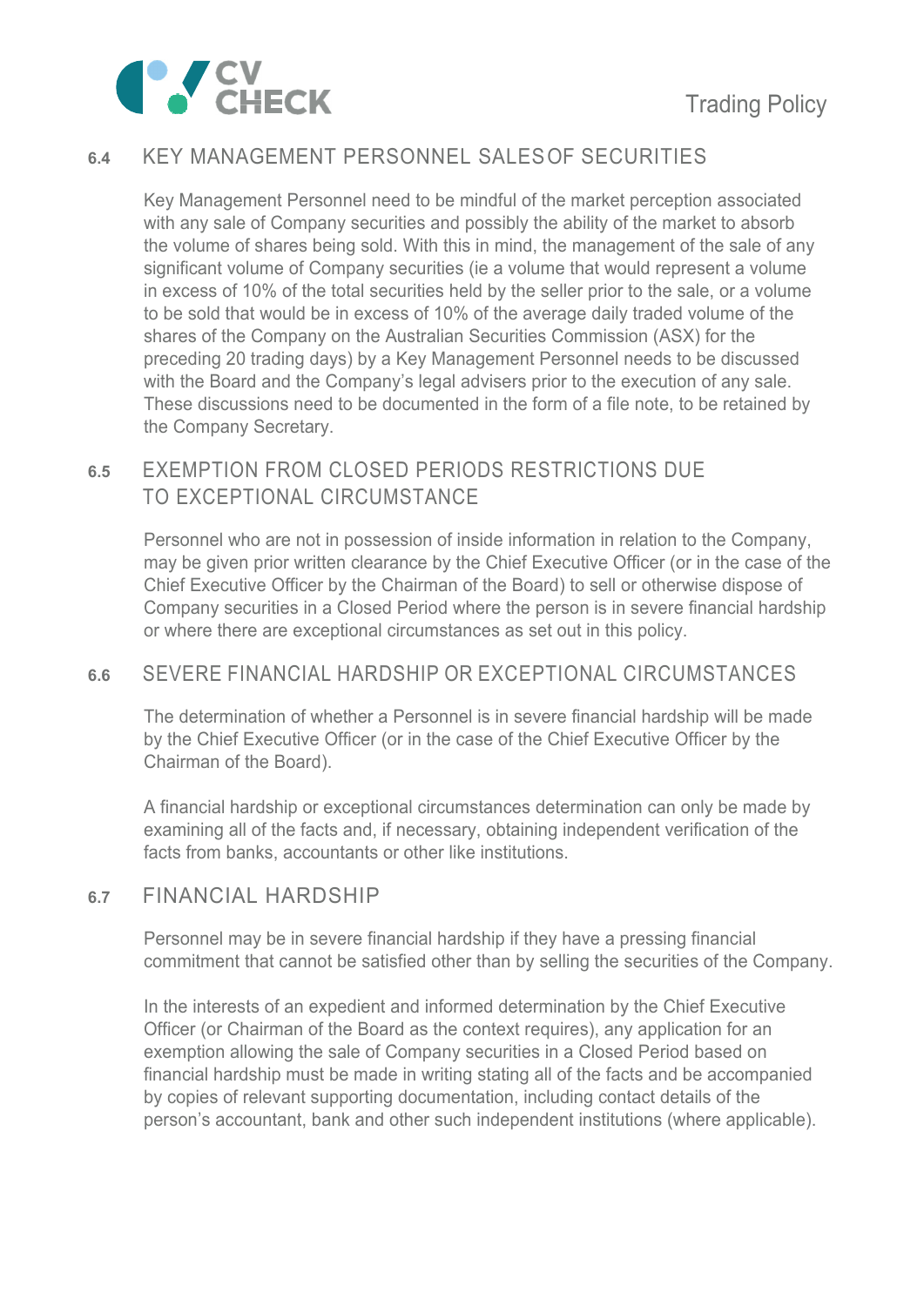## 6.4 KEY MANAGEMENT PERSONNEL SALES OF SECURITIES

Key Management Personnel need to be mindful of the market perception associated with any sale of Company securities and possibly the ability of the market to absorb the volume of shares being sold. With this in mind, the management of the sale of any significant volume of Company securities (ie a volume that would represent a volume in excess of 10% of the total securities held by the seller prior to the sale, or a volume to be sold that would be in excess of 10% of the average daily traded volume of the shares of the Company on the Australian Securities Commission (ASX) for the preceding 20 trading days) by a Key Management Personnel needs to be discussed with the Board and the Company's legal advisers prior to the execution of any sale. These discussions need to be documented in the form of a file note, to be retained by the Company Secretary.

## 6.5 EXEMPTION FROM CLOSED PERIODS RESTRICTIONS DUE TO EXCEPTIONAL CIRCUMSTANCE

Personnel who are not in possession of inside information in relation to the Company, may be given prior written clearance by the Chief Executive Officer (or in the case of the Chief Executive Officer by the Chairman of the Board) to sell or otherwise dispose of Company securities in a Closed Period where the person is in severe financial hardship or where there are exceptional circumstances as set out in this policy.

## 6.6 SEVERE FINANCIAL HARDSHIP OR EXCEPTIONAL CIRCUMSTANCES

The determination of whether a Personnel is in severe financial hardship will be made by the Chief Executive Officer (or in the case of the Chief Executive Officer by the Chairman of the Board).

A financial hardship or exceptional circumstances determination can only be made by examining all of the facts and, if necessary, obtaining independent verification of the facts from banks, accountants or other like institutions.

## 6.7 FINANCIAL HARDSHIP

Personnel may be in severe financial hardship if they have a pressing financial commitment that cannot be satisfied other than by selling the securities of the Company.

In the interests of an expedient and informed determination by the Chief Executive Officer (or Chairman of the Board as the context requires), any application for an exemption allowing the sale of Company securities in a Closed Period based on financial hardship must be made in writing stating all of the facts and be accompanied by copies of relevant supporting documentation, including contact details of the person's accountant, bank and other such independent institutions (where applicable).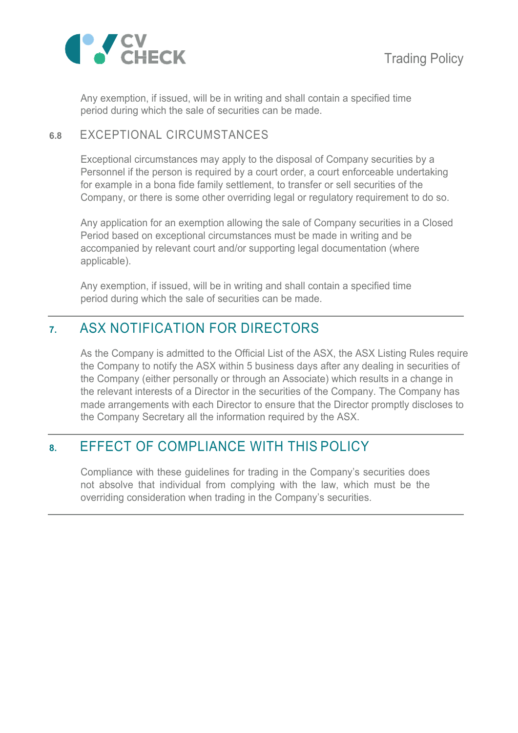Any exemption, if issued, will be in writing and shall contain a specified time period during which the sale of securities can be made.

### 6.8 EXCEPTIONAL CIRCUMSTANCES

Exceptional circumstances may apply to the disposal of Company securities by a Personnel if the person is required by a court order, a court enforceable undertaking for example in a bona fide family settlement, to transfer or sell securities of the Company, or there is some other overriding legal or regulatory requirement to do so.

Any application for an exemption allowing the sale of Company securities in a Closed Period based on exceptional circumstances must be made in writing and be accompanied by relevant court and/or supporting legal documentation (where applicable).

Any exemption, if issued, will be in writing and shall contain a specified time period during which the sale of securities can be made.

## 7. ASX NOTIFICATION FOR DIRECTORS

As the Company is admitted to the Official List of the ASX, the ASX Listing Rules require the Company to notify the ASX within 5 business days after any dealing in securities of the Company (either personally or through an Associate) which results in a change in the relevant interests of a Director in the securities of the Company. The Company has made arrangements with each Director to ensure that the Director promptly discloses to the Company Secretary all the information required by the ASX.

## 8. EFFECT OF COMPLIANCE WITH THIS POLICY

Compliance with these guidelines for trading in the Company's securities does not absolve that individual from complying with the law, which must be the overriding consideration when trading in the Company's securities.